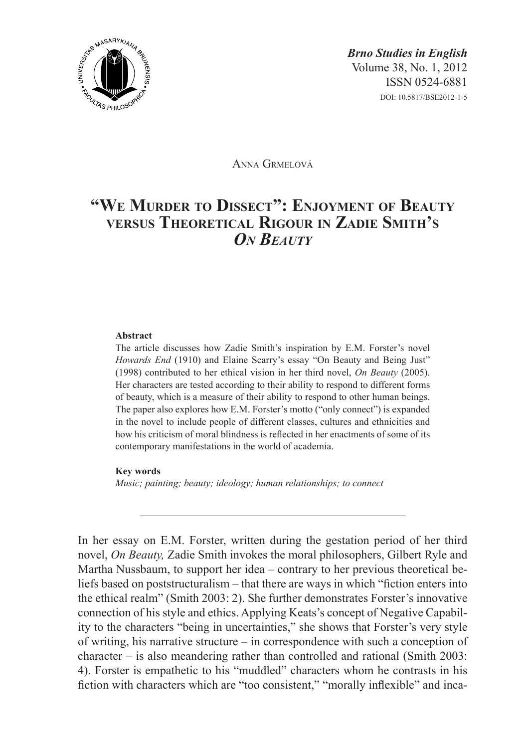*Brno Studies in English*
Volume 38, No. 1, 2012
ISSN 0524-6881
DOI: 10.5817/BSE2012-1-5

Anna Grmelová

# "We Murder to Dissect": Enjoyment of Beauty versus Theoretical Rigour in Zadie Smith's *On Beauty*

**Abstract**

The article discusses how Zadie Smith's inspiration by E.M. Forster's novel *Howards End* (1910) and Elaine Scarry's essay "On Beauty and Being Just" (1998) contributed to her ethical vision in her third novel, *On Beauty* (2005). Her characters are tested according to their ability to respond to different forms of beauty, which is a measure of their ability to respond to other human beings. The paper also explores how E.M. Forster's motto ("only connect") is expanded in the novel to include people of different classes, cultures and ethnicities and how his criticism of moral blindness is reflected in her enactments of some of its contemporary manifestations in the world of academia.

**Key words**

*Music; painting; beauty; ideology; human relationships; to connect*

---

In her essay on E.M. Forster, written during the gestation period of her third novel, *On Beauty,* Zadie Smith invokes the moral philosophers, Gilbert Ryle and Martha Nussbaum, to support her idea – contrary to her previous theoretical beliefs based on poststructuralism – that there are ways in which "fiction enters into the ethical realm" (Smith 2003: 2). She further demonstrates Forster's innovative connection of his style and ethics. Applying Keats's concept of Negative Capability to the characters "being in uncertainties," she shows that Forster's very style of writing, his narrative structure – in correspondence with such a conception of character – is also meandering rather than controlled and rational (Smith 2003: 4). Forster is empathetic to his "muddled" characters whom he contrasts in his fiction with characters which are "too consistent," "morally inflexible" and inca-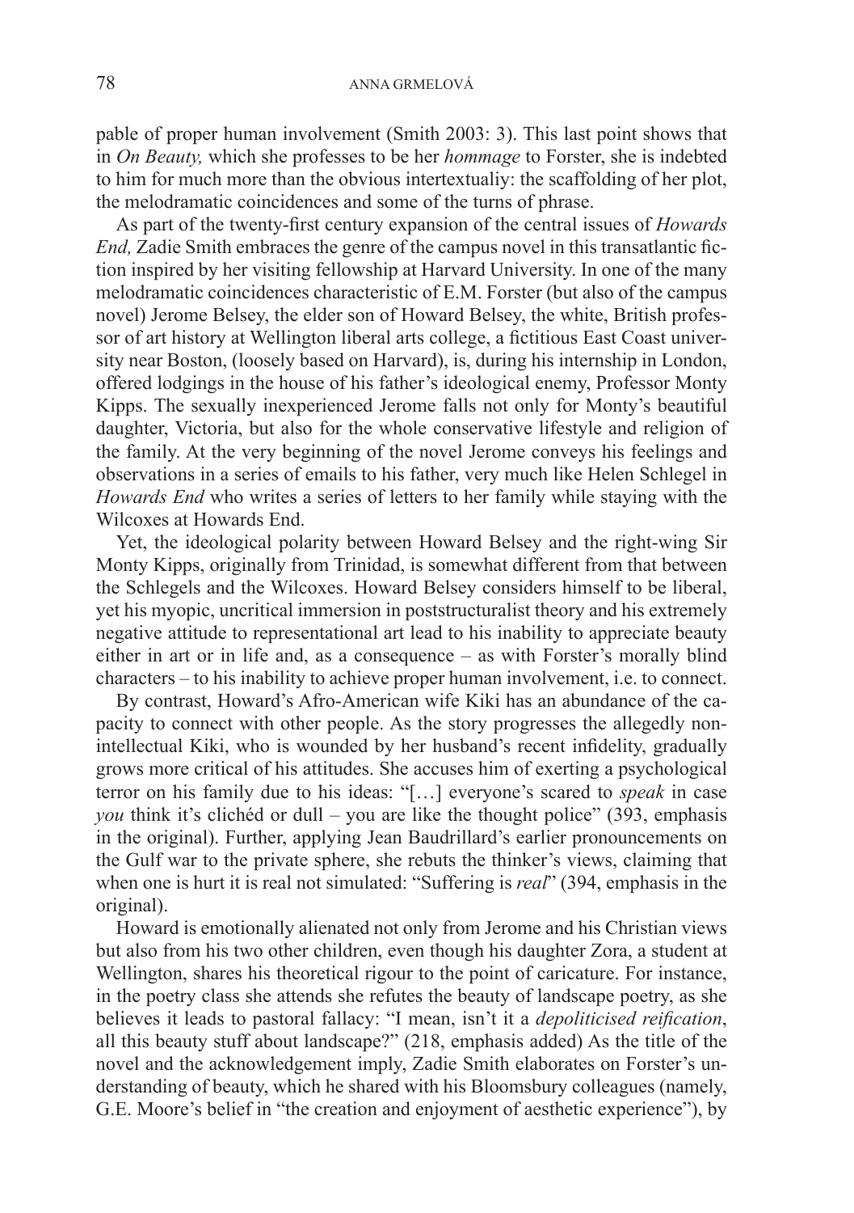pable of proper human involvement (Smith 2003: 3). This last point shows that in *On Beauty,* which she professes to be her *hommage* to Forster, she is indebted to him for much more than the obvious intertextualiy: the scaffolding of her plot, the melodramatic coincidences and some of the turns of phrase.

As part of the twenty-first century expansion of the central issues of *Howards End,* Zadie Smith embraces the genre of the campus novel in this transatlantic fiction inspired by her visiting fellowship at Harvard University. In one of the many melodramatic coincidences characteristic of E.M. Forster (but also of the campus novel) Jerome Belsey, the elder son of Howard Belsey, the white, British professor of art history at Wellington liberal arts college, a fictitious East Coast university near Boston, (loosely based on Harvard), is, during his internship in London, offered lodgings in the house of his father's ideological enemy, Professor Monty Kipps. The sexually inexperienced Jerome falls not only for Monty's beautiful daughter, Victoria, but also for the whole conservative lifestyle and religion of the family. At the very beginning of the novel Jerome conveys his feelings and observations in a series of emails to his father, very much like Helen Schlegel in *Howards End* who writes a series of letters to her family while staying with the Wilcoxes at Howards End.

Yet, the ideological polarity between Howard Belsey and the right-wing Sir Monty Kipps, originally from Trinidad, is somewhat different from that between the Schlegels and the Wilcoxes. Howard Belsey considers himself to be liberal, yet his myopic, uncritical immersion in poststructuralist theory and his extremely negative attitude to representational art lead to his inability to appreciate beauty either in art or in life and, as a consequence – as with Forster's morally blind characters – to his inability to achieve proper human involvement, i.e. to connect.

By contrast, Howard's Afro-American wife Kiki has an abundance of the capacity to connect with other people. As the story progresses the allegedly non-intellectual Kiki, who is wounded by her husband's recent infidelity, gradually grows more critical of his attitudes. She accuses him of exerting a psychological terror on his family due to his ideas: "[…] everyone's scared to *speak* in case *you* think it's clichéd or dull – you are like the thought police" (393, emphasis in the original). Further, applying Jean Baudrillard's earlier pronouncements on the Gulf war to the private sphere, she rebuts the thinker's views, claiming that when one is hurt it is real not simulated: "Suffering is *real*" (394, emphasis in the original).

Howard is emotionally alienated not only from Jerome and his Christian views but also from his two other children, even though his daughter Zora, a student at Wellington, shares his theoretical rigour to the point of caricature. For instance, in the poetry class she attends she refutes the beauty of landscape poetry, as she believes it leads to pastoral fallacy: "I mean, isn't it a *depoliticised reification*, all this beauty stuff about landscape?" (218, emphasis added) As the title of the novel and the acknowledgement imply, Zadie Smith elaborates on Forster's understanding of beauty, which he shared with his Bloomsbury colleagues (namely, G.E. Moore's belief in "the creation and enjoyment of aesthetic experience"), by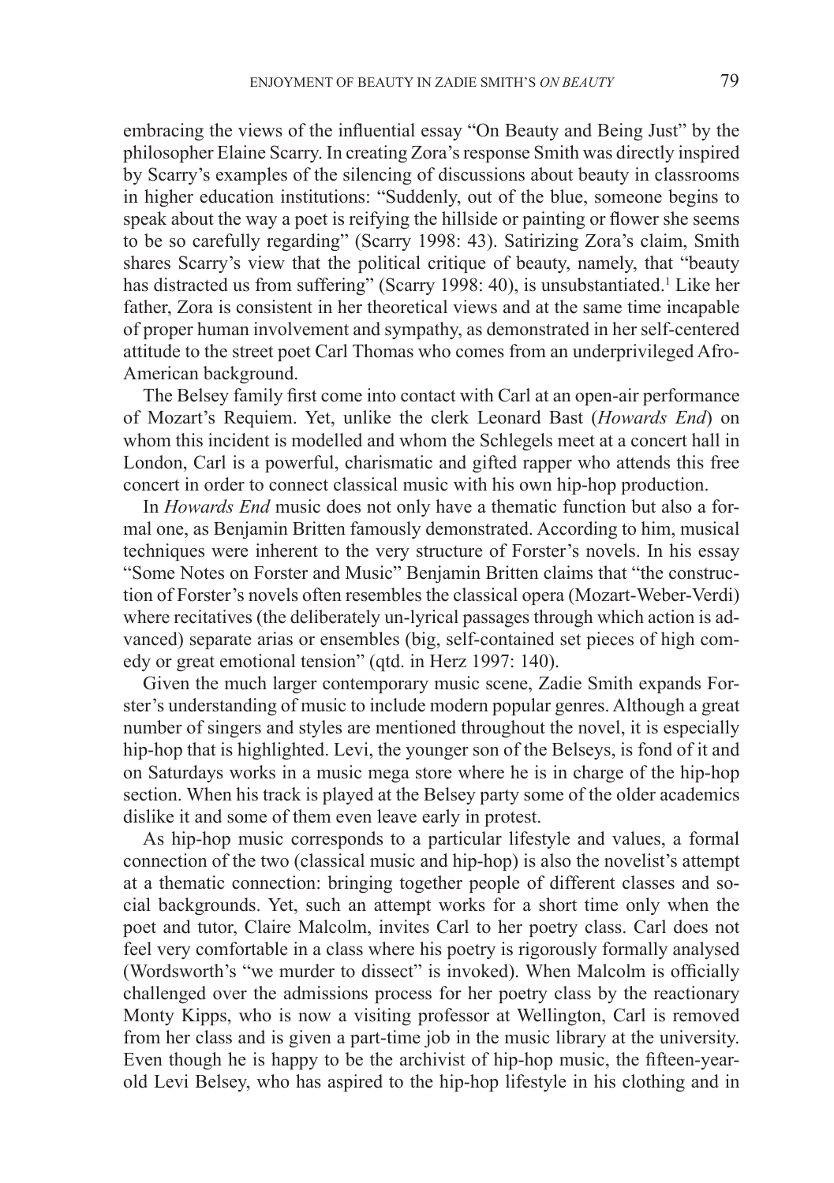embracing the views of the influential essay "On Beauty and Being Just" by the philosopher Elaine Scarry. In creating Zora's response Smith was directly inspired by Scarry's examples of the silencing of discussions about beauty in classrooms in higher education institutions: "Suddenly, out of the blue, someone begins to speak about the way a poet is reifying the hillside or painting or flower she seems to be so carefully regarding" (Scarry 1998: 43). Satirizing Zora's claim, Smith shares Scarry's view that the political critique of beauty, namely, that "beauty has distracted us from suffering" (Scarry 1998: 40), is unsubstantiated.[1] Like her father, Zora is consistent in her theoretical views and at the same time incapable of proper human involvement and sympathy, as demonstrated in her self-centered attitude to the street poet Carl Thomas who comes from an underprivileged Afro-American background.

The Belsey family first come into contact with Carl at an open-air performance of Mozart's Requiem. Yet, unlike the clerk Leonard Bast (*Howards End*) on whom this incident is modelled and whom the Schlegels meet at a concert hall in London, Carl is a powerful, charismatic and gifted rapper who attends this free concert in order to connect classical music with his own hip-hop production.

In *Howards End* music does not only have a thematic function but also a formal one, as Benjamin Britten famously demonstrated. According to him, musical techniques were inherent to the very structure of Forster's novels. In his essay "Some Notes on Forster and Music" Benjamin Britten claims that "the construction of Forster's novels often resembles the classical opera (Mozart-Weber-Verdi) where recitatives (the deliberately un-lyrical passages through which action is advanced) separate arias or ensembles (big, self-contained set pieces of high comedy or great emotional tension" (qtd. in Herz 1997: 140).

Given the much larger contemporary music scene, Zadie Smith expands Forster's understanding of music to include modern popular genres. Although a great number of singers and styles are mentioned throughout the novel, it is especially hip-hop that is highlighted. Levi, the younger son of the Belseys, is fond of it and on Saturdays works in a music mega store where he is in charge of the hip-hop section. When his track is played at the Belsey party some of the older academics dislike it and some of them even leave early in protest.

As hip-hop music corresponds to a particular lifestyle and values, a formal connection of the two (classical music and hip-hop) is also the novelist's attempt at a thematic connection: bringing together people of different classes and social backgrounds. Yet, such an attempt works for a short time only when the poet and tutor, Claire Malcolm, invites Carl to her poetry class. Carl does not feel very comfortable in a class where his poetry is rigorously formally analysed (Wordsworth's "we murder to dissect" is invoked). When Malcolm is officially challenged over the admissions process for her poetry class by the reactionary Monty Kipps, who is now a visiting professor at Wellington, Carl is removed from her class and is given a part-time job in the music library at the university. Even though he is happy to be the archivist of hip-hop music, the fifteen-year-old Levi Belsey, who has aspired to the hip-hop lifestyle in his clothing and in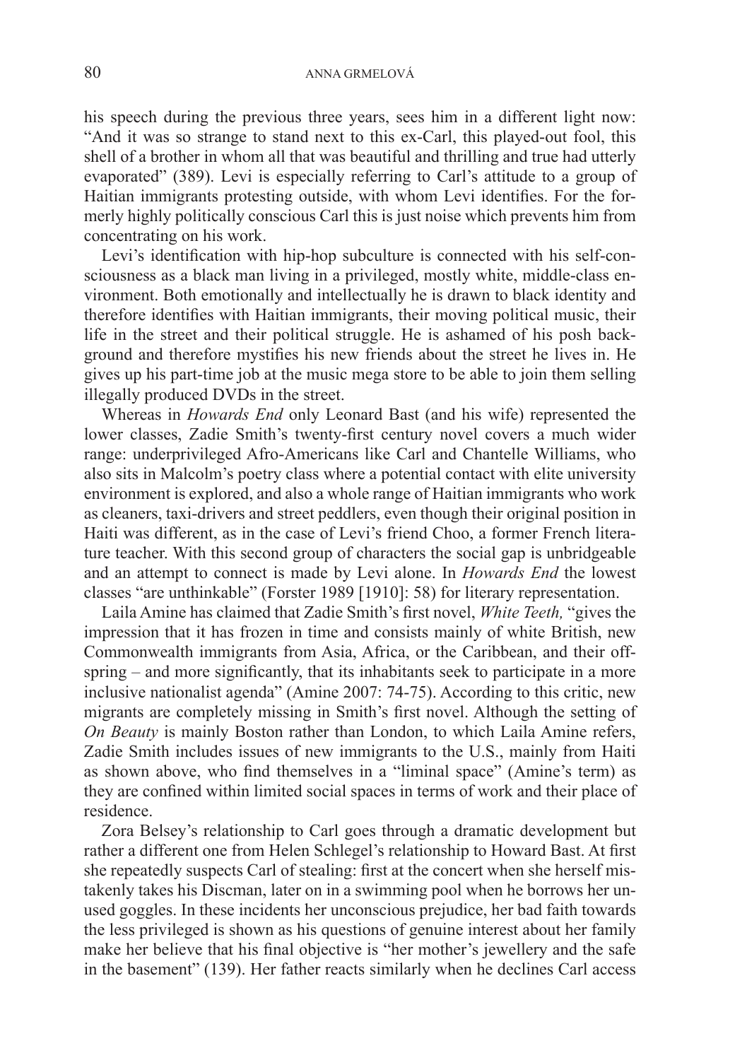his speech during the previous three years, sees him in a different light now: "And it was so strange to stand next to this ex-Carl, this played-out fool, this shell of a brother in whom all that was beautiful and thrilling and true had utterly evaporated" (389). Levi is especially referring to Carl's attitude to a group of Haitian immigrants protesting outside, with whom Levi identifies. For the formerly highly politically conscious Carl this is just noise which prevents him from concentrating on his work.

Levi's identification with hip-hop subculture is connected with his self-consciousness as a black man living in a privileged, mostly white, middle-class environment. Both emotionally and intellectually he is drawn to black identity and therefore identifies with Haitian immigrants, their moving political music, their life in the street and their political struggle. He is ashamed of his posh background and therefore mystifies his new friends about the street he lives in. He gives up his part-time job at the music mega store to be able to join them selling illegally produced DVDs in the street.

Whereas in *Howards End* only Leonard Bast (and his wife) represented the lower classes, Zadie Smith's twenty-first century novel covers a much wider range: underprivileged Afro-Americans like Carl and Chantelle Williams, who also sits in Malcolm's poetry class where a potential contact with elite university environment is explored, and also a whole range of Haitian immigrants who work as cleaners, taxi-drivers and street peddlers, even though their original position in Haiti was different, as in the case of Levi's friend Choo, a former French literature teacher. With this second group of characters the social gap is unbridgeable and an attempt to connect is made by Levi alone. In *Howards End* the lowest classes "are unthinkable" (Forster 1989 [1910]: 58) for literary representation.

Laila Amine has claimed that Zadie Smith's first novel, *White Teeth,* "gives the impression that it has frozen in time and consists mainly of white British, new Commonwealth immigrants from Asia, Africa, or the Caribbean, and their offspring – and more significantly, that its inhabitants seek to participate in a more inclusive nationalist agenda" (Amine 2007: 74-75). According to this critic, new migrants are completely missing in Smith's first novel. Although the setting of *On Beauty* is mainly Boston rather than London, to which Laila Amine refers, Zadie Smith includes issues of new immigrants to the U.S., mainly from Haiti as shown above, who find themselves in a "liminal space" (Amine's term) as they are confined within limited social spaces in terms of work and their place of residence.

Zora Belsey's relationship to Carl goes through a dramatic development but rather a different one from Helen Schlegel's relationship to Howard Bast. At first she repeatedly suspects Carl of stealing: first at the concert when she herself mistakenly takes his Discman, later on in a swimming pool when he borrows her unused goggles. In these incidents her unconscious prejudice, her bad faith towards the less privileged is shown as his questions of genuine interest about her family make her believe that his final objective is "her mother's jewellery and the safe in the basement" (139). Her father reacts similarly when he declines Carl access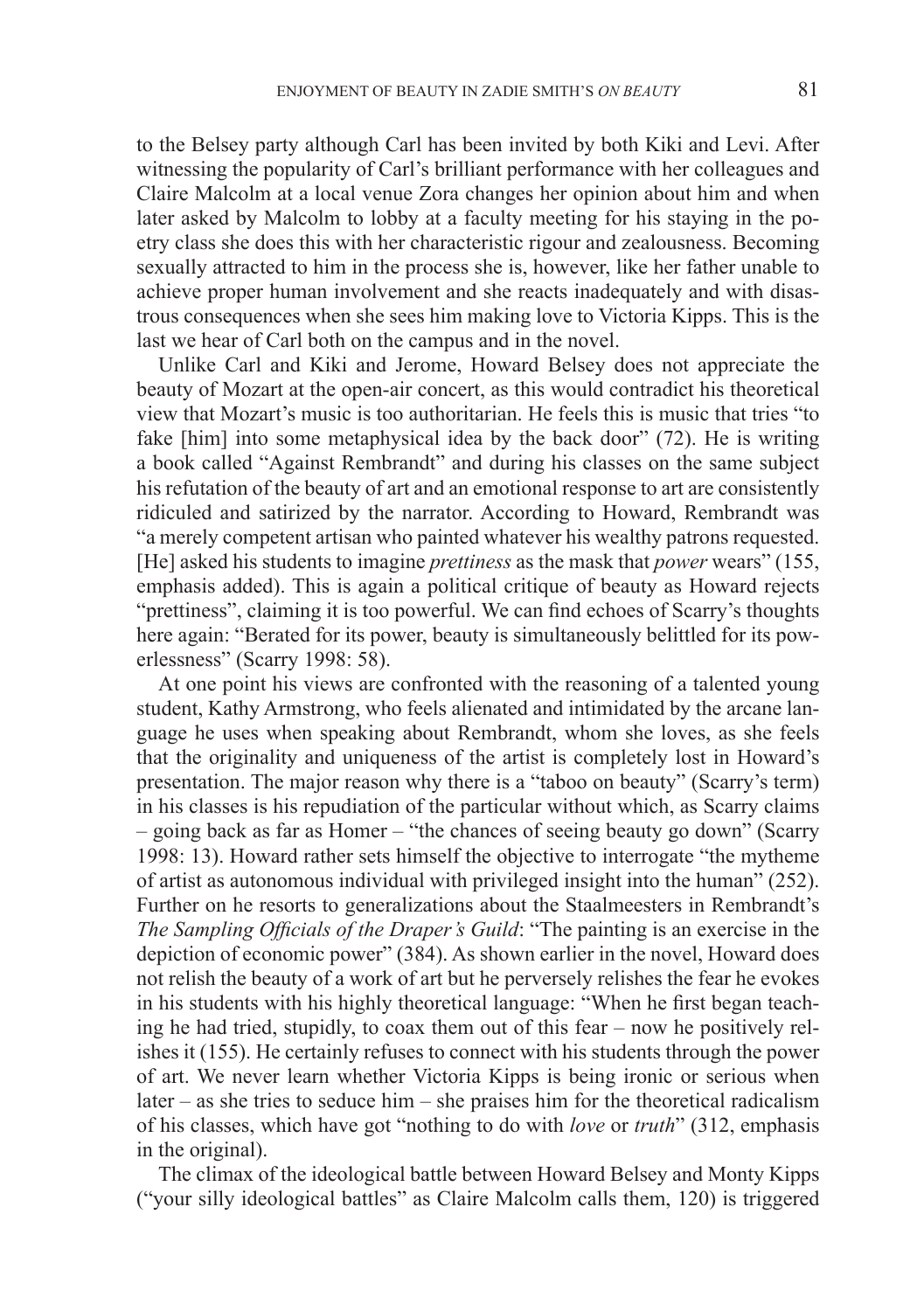to the Belsey party although Carl has been invited by both Kiki and Levi. After witnessing the popularity of Carl's brilliant performance with her colleagues and Claire Malcolm at a local venue Zora changes her opinion about him and when later asked by Malcolm to lobby at a faculty meeting for his staying in the poetry class she does this with her characteristic rigour and zealousness. Becoming sexually attracted to him in the process she is, however, like her father unable to achieve proper human involvement and she reacts inadequately and with disastrous consequences when she sees him making love to Victoria Kipps. This is the last we hear of Carl both on the campus and in the novel.

Unlike Carl and Kiki and Jerome, Howard Belsey does not appreciate the beauty of Mozart at the open-air concert, as this would contradict his theoretical view that Mozart's music is too authoritarian. He feels this is music that tries "to fake [him] into some metaphysical idea by the back door" (72). He is writing a book called "Against Rembrandt" and during his classes on the same subject his refutation of the beauty of art and an emotional response to art are consistently ridiculed and satirized by the narrator. According to Howard, Rembrandt was "a merely competent artisan who painted whatever his wealthy patrons requested. [He] asked his students to imagine *prettiness* as the mask that *power* wears" (155, emphasis added). This is again a political critique of beauty as Howard rejects "prettiness", claiming it is too powerful. We can find echoes of Scarry's thoughts here again: "Berated for its power, beauty is simultaneously belittled for its powerlessness" (Scarry 1998: 58).

At one point his views are confronted with the reasoning of a talented young student, Kathy Armstrong, who feels alienated and intimidated by the arcane language he uses when speaking about Rembrandt, whom she loves, as she feels that the originality and uniqueness of the artist is completely lost in Howard's presentation. The major reason why there is a "taboo on beauty" (Scarry's term) in his classes is his repudiation of the particular without which, as Scarry claims – going back as far as Homer – "the chances of seeing beauty go down" (Scarry 1998: 13). Howard rather sets himself the objective to interrogate "the mytheme of artist as autonomous individual with privileged insight into the human" (252). Further on he resorts to generalizations about the Staalmeesters in Rembrandt's *The Sampling Officials of the Draper's Guild*: "The painting is an exercise in the depiction of economic power" (384). As shown earlier in the novel, Howard does not relish the beauty of a work of art but he perversely relishes the fear he evokes in his students with his highly theoretical language: "When he first began teaching he had tried, stupidly, to coax them out of this fear – now he positively relishes it (155). He certainly refuses to connect with his students through the power of art. We never learn whether Victoria Kipps is being ironic or serious when later – as she tries to seduce him – she praises him for the theoretical radicalism of his classes, which have got "nothing to do with *love* or *truth*" (312, emphasis in the original).

The climax of the ideological battle between Howard Belsey and Monty Kipps ("your silly ideological battles" as Claire Malcolm calls them, 120) is triggered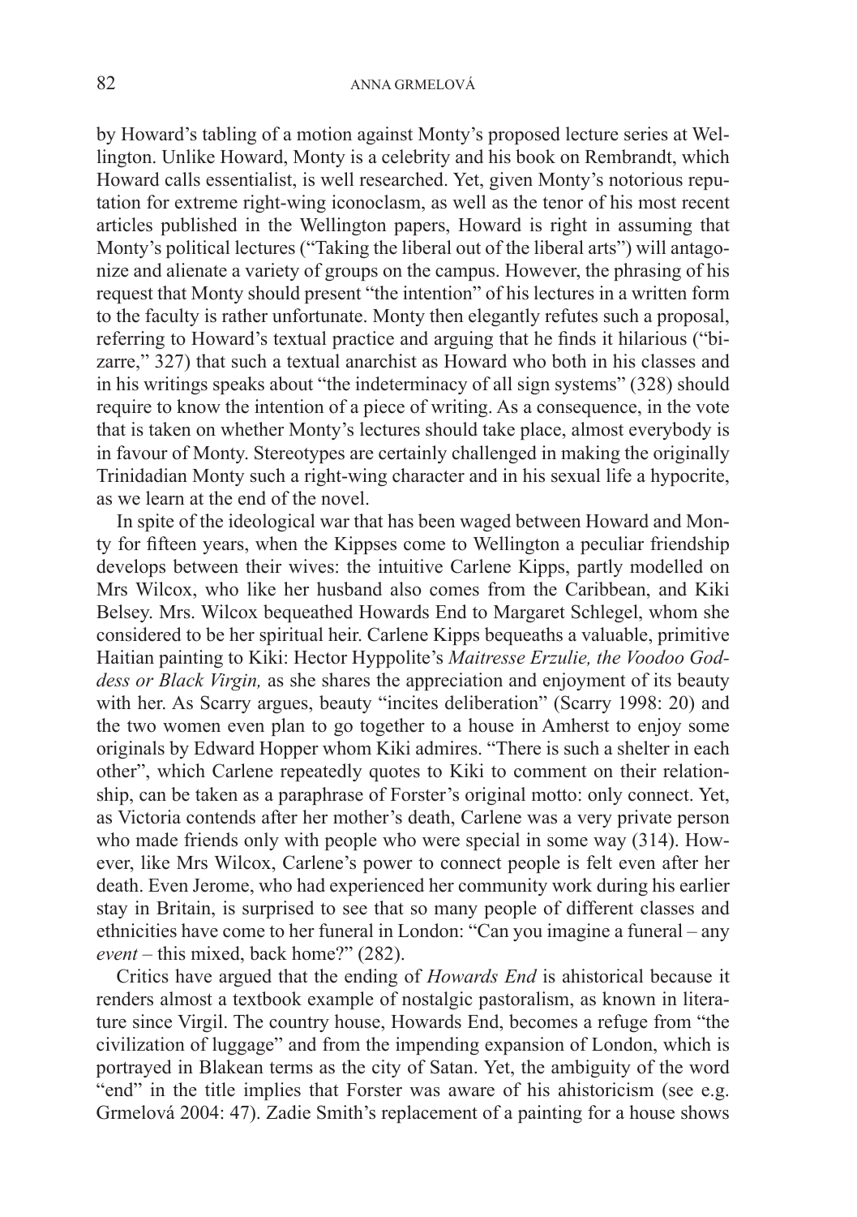by Howard's tabling of a motion against Monty's proposed lecture series at Wellington. Unlike Howard, Monty is a celebrity and his book on Rembrandt, which Howard calls essentialist, is well researched. Yet, given Monty's notorious reputation for extreme right-wing iconoclasm, as well as the tenor of his most recent articles published in the Wellington papers, Howard is right in assuming that Monty's political lectures ("Taking the liberal out of the liberal arts") will antagonize and alienate a variety of groups on the campus. However, the phrasing of his request that Monty should present "the intention" of his lectures in a written form to the faculty is rather unfortunate. Monty then elegantly refutes such a proposal, referring to Howard's textual practice and arguing that he finds it hilarious ("bizarre," 327) that such a textual anarchist as Howard who both in his classes and in his writings speaks about "the indeterminacy of all sign systems" (328) should require to know the intention of a piece of writing. As a consequence, in the vote that is taken on whether Monty's lectures should take place, almost everybody is in favour of Monty. Stereotypes are certainly challenged in making the originally Trinidadian Monty such a right-wing character and in his sexual life a hypocrite, as we learn at the end of the novel.

In spite of the ideological war that has been waged between Howard and Monty for fifteen years, when the Kippses come to Wellington a peculiar friendship develops between their wives: the intuitive Carlene Kipps, partly modelled on Mrs Wilcox, who like her husband also comes from the Caribbean, and Kiki Belsey. Mrs. Wilcox bequeathed Howards End to Margaret Schlegel, whom she considered to be her spiritual heir. Carlene Kipps bequeaths a valuable, primitive Haitian painting to Kiki: Hector Hyppolite's *Maitresse Erzulie, the Voodoo Goddess or Black Virgin,* as she shares the appreciation and enjoyment of its beauty with her. As Scarry argues, beauty "incites deliberation" (Scarry 1998: 20) and the two women even plan to go together to a house in Amherst to enjoy some originals by Edward Hopper whom Kiki admires. "There is such a shelter in each other", which Carlene repeatedly quotes to Kiki to comment on their relationship, can be taken as a paraphrase of Forster's original motto: only connect. Yet, as Victoria contends after her mother's death, Carlene was a very private person who made friends only with people who were special in some way (314). However, like Mrs Wilcox, Carlene's power to connect people is felt even after her death. Even Jerome, who had experienced her community work during his earlier stay in Britain, is surprised to see that so many people of different classes and ethnicities have come to her funeral in London: "Can you imagine a funeral – any *event* – this mixed, back home?" (282).

Critics have argued that the ending of *Howards End* is ahistorical because it renders almost a textbook example of nostalgic pastoralism, as known in literature since Virgil. The country house, Howards End, becomes a refuge from "the civilization of luggage" and from the impending expansion of London, which is portrayed in Blakean terms as the city of Satan. Yet, the ambiguity of the word "end" in the title implies that Forster was aware of his ahistoricism (see e.g. Grmelová 2004: 47). Zadie Smith's replacement of a painting for a house shows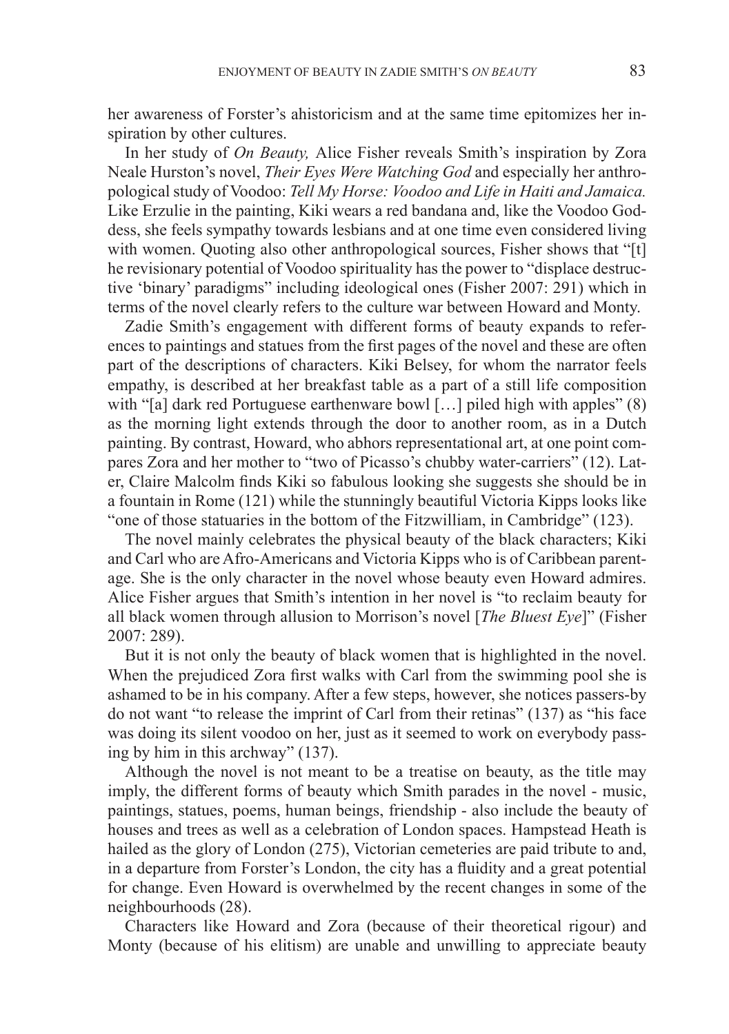her awareness of Forster's ahistoricism and at the same time epitomizes her inspiration by other cultures.

In her study of *On Beauty,* Alice Fisher reveals Smith's inspiration by Zora Neale Hurston's novel, *Their Eyes Were Watching God* and especially her anthropological study of Voodoo: *Tell My Horse: Voodoo and Life in Haiti and Jamaica.* Like Erzulie in the painting, Kiki wears a red bandana and, like the Voodoo Goddess, she feels sympathy towards lesbians and at one time even considered living with women. Quoting also other anthropological sources, Fisher shows that "[t]he revisionary potential of Voodoo spirituality has the power to "displace destructive 'binary' paradigms" including ideological ones (Fisher 2007: 291) which in terms of the novel clearly refers to the culture war between Howard and Monty.

Zadie Smith's engagement with different forms of beauty expands to references to paintings and statues from the first pages of the novel and these are often part of the descriptions of characters. Kiki Belsey, for whom the narrator feels empathy, is described at her breakfast table as a part of a still life composition with "[a] dark red Portuguese earthenware bowl […] piled high with apples" (8) as the morning light extends through the door to another room, as in a Dutch painting. By contrast, Howard, who abhors representational art, at one point compares Zora and her mother to "two of Picasso's chubby water-carriers" (12). Later, Claire Malcolm finds Kiki so fabulous looking she suggests she should be in a fountain in Rome (121) while the stunningly beautiful Victoria Kipps looks like "one of those statuaries in the bottom of the Fitzwilliam, in Cambridge" (123).

The novel mainly celebrates the physical beauty of the black characters; Kiki and Carl who are Afro-Americans and Victoria Kipps who is of Caribbean parentage. She is the only character in the novel whose beauty even Howard admires. Alice Fisher argues that Smith's intention in her novel is "to reclaim beauty for all black women through allusion to Morrison's novel [*The Bluest Eye*]" (Fisher 2007: 289).

But it is not only the beauty of black women that is highlighted in the novel. When the prejudiced Zora first walks with Carl from the swimming pool she is ashamed to be in his company. After a few steps, however, she notices passers-by do not want "to release the imprint of Carl from their retinas" (137) as "his face was doing its silent voodoo on her, just as it seemed to work on everybody passing by him in this archway" (137).

Although the novel is not meant to be a treatise on beauty, as the title may imply, the different forms of beauty which Smith parades in the novel - music, paintings, statues, poems, human beings, friendship - also include the beauty of houses and trees as well as a celebration of London spaces. Hampstead Heath is hailed as the glory of London (275), Victorian cemeteries are paid tribute to and, in a departure from Forster's London, the city has a fluidity and a great potential for change. Even Howard is overwhelmed by the recent changes in some of the neighbourhoods (28).

Characters like Howard and Zora (because of their theoretical rigour) and Monty (because of his elitism) are unable and unwilling to appreciate beauty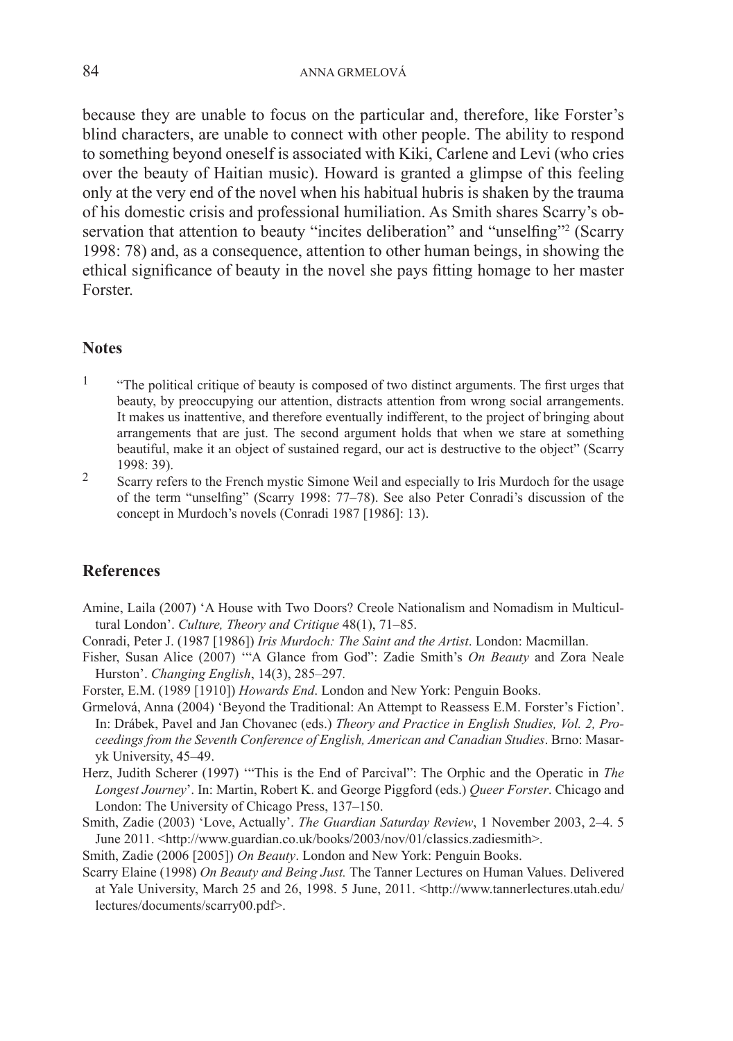because they are unable to focus on the particular and, therefore, like Forster's blind characters, are unable to connect with other people. The ability to respond to something beyond oneself is associated with Kiki, Carlene and Levi (who cries over the beauty of Haitian music). Howard is granted a glimpse of this feeling only at the very end of the novel when his habitual hubris is shaken by the trauma of his domestic crisis and professional humiliation. As Smith shares Scarry's observation that attention to beauty "incites deliberation" and "unselfing"[2] (Scarry 1998: 78) and, as a consequence, attention to other human beings, in showing the ethical significance of beauty in the novel she pays fitting homage to her master Forster.

## Notes

1. "The political critique of beauty is composed of two distinct arguments. The first urges that beauty, by preoccupying our attention, distracts attention from wrong social arrangements. It makes us inattentive, and therefore eventually indifferent, to the project of bringing about arrangements that are just. The second argument holds that when we stare at something beautiful, make it an object of sustained regard, our act is destructive to the object" (Scarry 1998: 39).
2. Scarry refers to the French mystic Simone Weil and especially to Iris Murdoch for the usage of the term "unselfing" (Scarry 1998: 77–78). See also Peter Conradi's discussion of the concept in Murdoch's novels (Conradi 1987 [1986]: 13).

## References

Amine, Laila (2007) 'A House with Two Doors? Creole Nationalism and Nomadism in Multicultural London'. *Culture, Theory and Critique* 48(1), 71–85.

Conradi, Peter J. (1987 [1986]) *Iris Murdoch: The Saint and the Artist*. London: Macmillan.

Fisher, Susan Alice (2007) '"A Glance from God": Zadie Smith's *On Beauty* and Zora Neale Hurston'. *Changing English*, 14(3), 285–297.

Forster, E.M. (1989 [1910]) *Howards End*. London and New York: Penguin Books.

Grmelová, Anna (2004) 'Beyond the Traditional: An Attempt to Reassess E.M. Forster's Fiction'. In: Drábek, Pavel and Jan Chovanec (eds.) *Theory and Practice in English Studies, Vol. 2, Proceedings from the Seventh Conference of English, American and Canadian Studies*. Brno: Masaryk University, 45–49.

Herz, Judith Scherer (1997) '"This is the End of Parcival": The Orphic and the Operatic in *The Longest Journey*'. In: Martin, Robert K. and George Piggford (eds.) *Queer Forster*. Chicago and London: The University of Chicago Press, 137–150.

Smith, Zadie (2003) 'Love, Actually'. *The Guardian Saturday Review*, 1 November 2003, 2–4. 5 June 2011. <http://www.guardian.co.uk/books/2003/nov/01/classics.zadiesmith>.

Smith, Zadie (2006 [2005]) *On Beauty*. London and New York: Penguin Books.

Scarry Elaine (1998) *On Beauty and Being Just.* The Tanner Lectures on Human Values. Delivered at Yale University, March 25 and 26, 1998. 5 June, 2011. <http://www.tannerlectures.utah.edu/lectures/documents/scarry00.pdf>.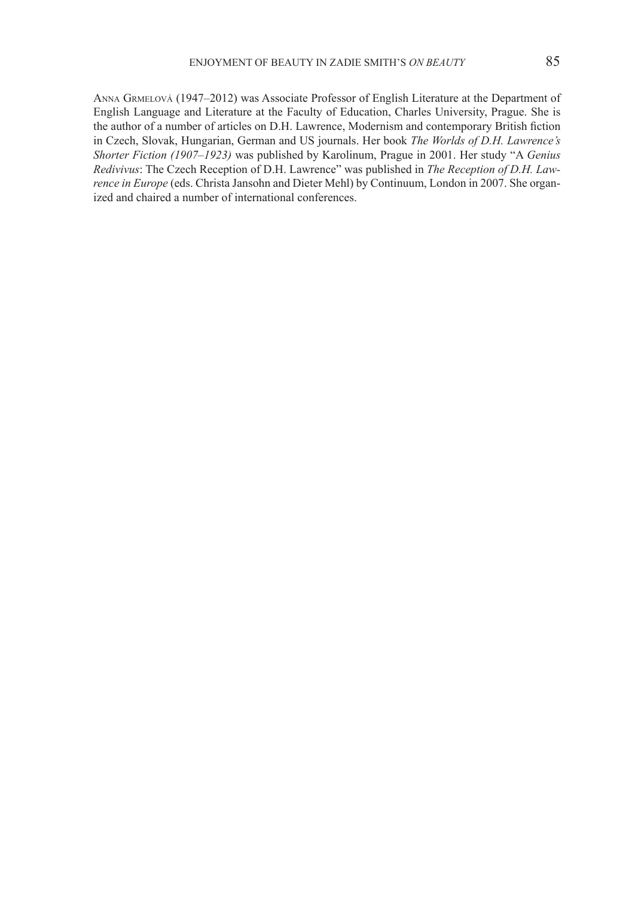Anna Grmelová (1947–2012) was Associate Professor of English Literature at the Department of English Language and Literature at the Faculty of Education, Charles University, Prague. She is the author of a number of articles on D.H. Lawrence, Modernism and contemporary British fiction in Czech, Slovak, Hungarian, German and US journals. Her book *The Worlds of D.H. Lawrence's Shorter Fiction (1907–1923)* was published by Karolinum, Prague in 2001. Her study "A *Genius Redivivus*: The Czech Reception of D.H. Lawrence" was published in *The Reception of D.H. Lawrence in Europe* (eds. Christa Jansohn and Dieter Mehl) by Continuum, London in 2007. She organized and chaired a number of international conferences.